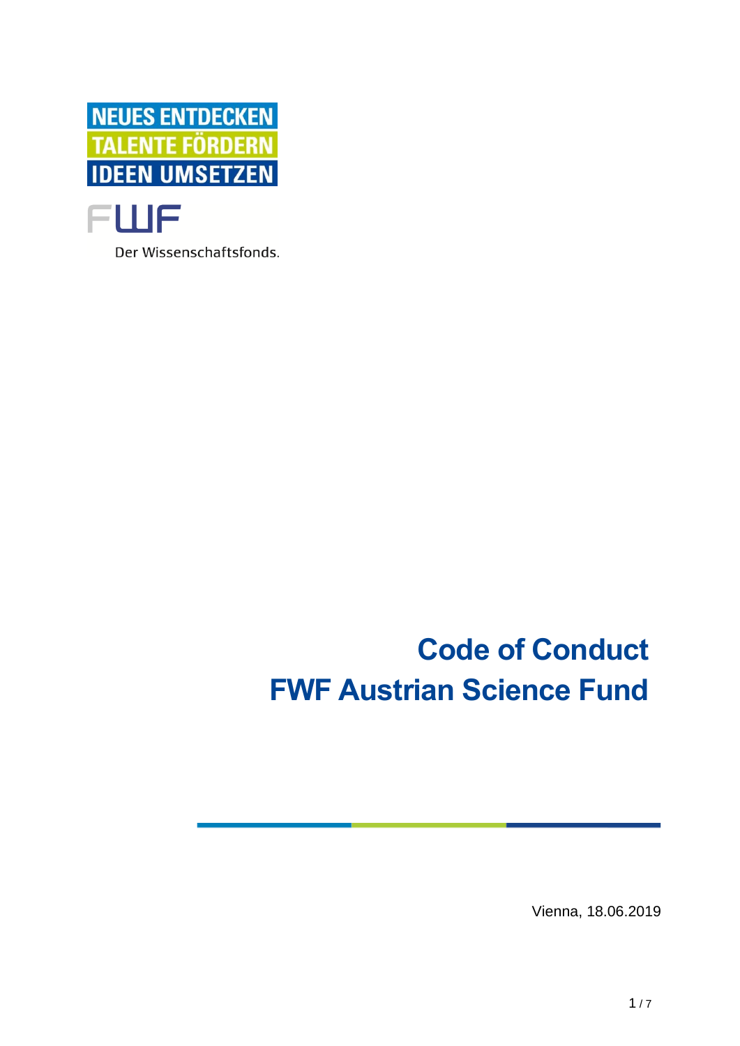NEUES ENTDECKEN
TALENTE FÖRDERN
IDEEN UMSETZEN

FWF

Der Wissenschaftsfonds.

# Code of Conduct
# FWF Austrian Science Fund

Vienna, 18.06.2019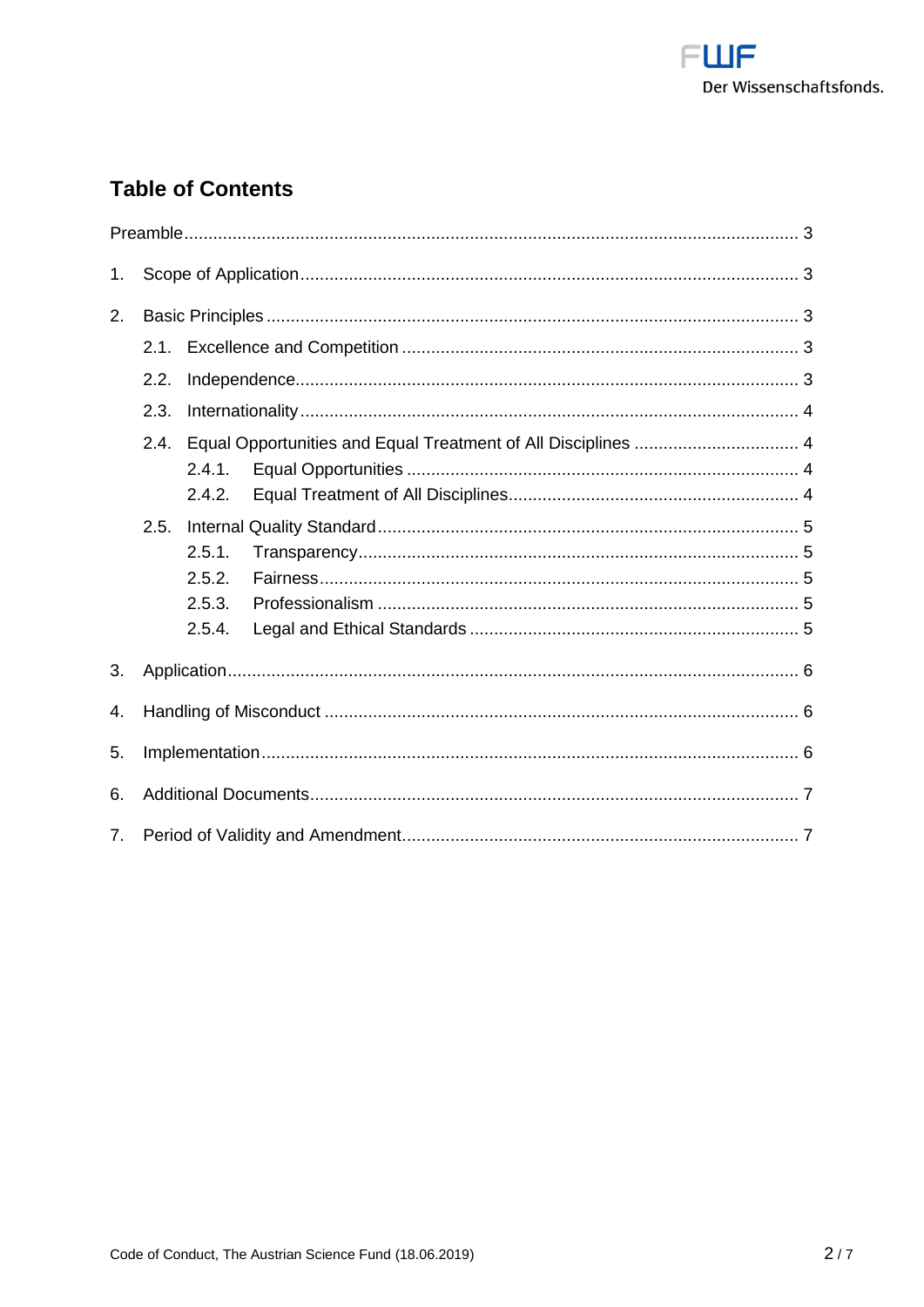## Table of Contents

Preamble ..... 3

1. Scope of Application ..... 3
2. Basic Principles ..... 3
   - 2.1. Excellence and Competition ..... 3
   - 2.2. Independence ..... 3
   - 2.3. Internationality ..... 4
   - 2.4. Equal Opportunities and Equal Treatment of All Disciplines ..... 4
     - 2.4.1. Equal Opportunities ..... 4
     - 2.4.2. Equal Treatment of All Disciplines ..... 4
   - 2.5. Internal Quality Standard ..... 5
     - 2.5.1. Transparency ..... 5
     - 2.5.2. Fairness ..... 5
     - 2.5.3. Professionalism ..... 5
     - 2.5.4. Legal and Ethical Standards ..... 5
3. Application ..... 6
4. Handling of Misconduct ..... 6
5. Implementation ..... 6
6. Additional Documents ..... 7
7. Period of Validity and Amendment ..... 7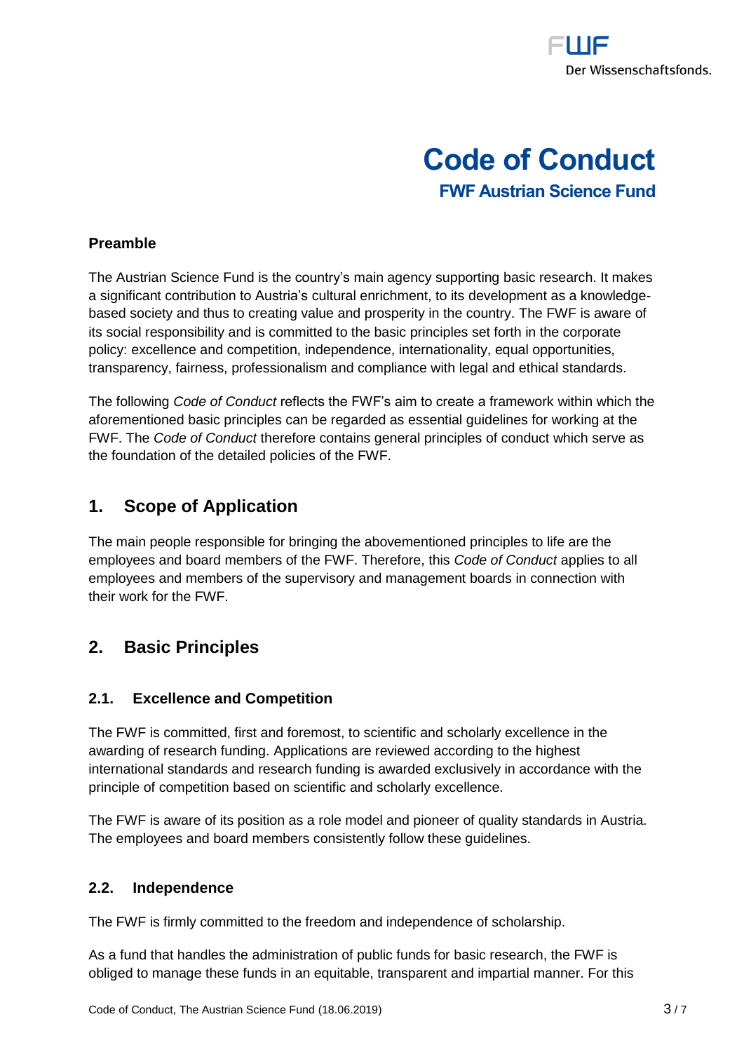# Code of Conduct

## FWF Austrian Science Fund

**Preamble**

The Austrian Science Fund is the country's main agency supporting basic research. It makes a significant contribution to Austria's cultural enrichment, to its development as a knowledge-based society and thus to creating value and prosperity in the country. The FWF is aware of its social responsibility and is committed to the basic principles set forth in the corporate policy: excellence and competition, independence, internationality, equal opportunities, transparency, fairness, professionalism and compliance with legal and ethical standards.

The following *Code of Conduct* reflects the FWF's aim to create a framework within which the aforementioned basic principles can be regarded as essential guidelines for working at the FWF. The *Code of Conduct* therefore contains general principles of conduct which serve as the foundation of the detailed policies of the FWF.

## 1. Scope of Application

The main people responsible for bringing the abovementioned principles to life are the employees and board members of the FWF. Therefore, this *Code of Conduct* applies to all employees and members of the supervisory and management boards in connection with their work for the FWF.

## 2. Basic Principles

### 2.1. Excellence and Competition

The FWF is committed, first and foremost, to scientific and scholarly excellence in the awarding of research funding. Applications are reviewed according to the highest international standards and research funding is awarded exclusively in accordance with the principle of competition based on scientific and scholarly excellence.

The FWF is aware of its position as a role model and pioneer of quality standards in Austria. The employees and board members consistently follow these guidelines.

### 2.2. Independence

The FWF is firmly committed to the freedom and independence of scholarship.

As a fund that handles the administration of public funds for basic research, the FWF is obliged to manage these funds in an equitable, transparent and impartial manner. For this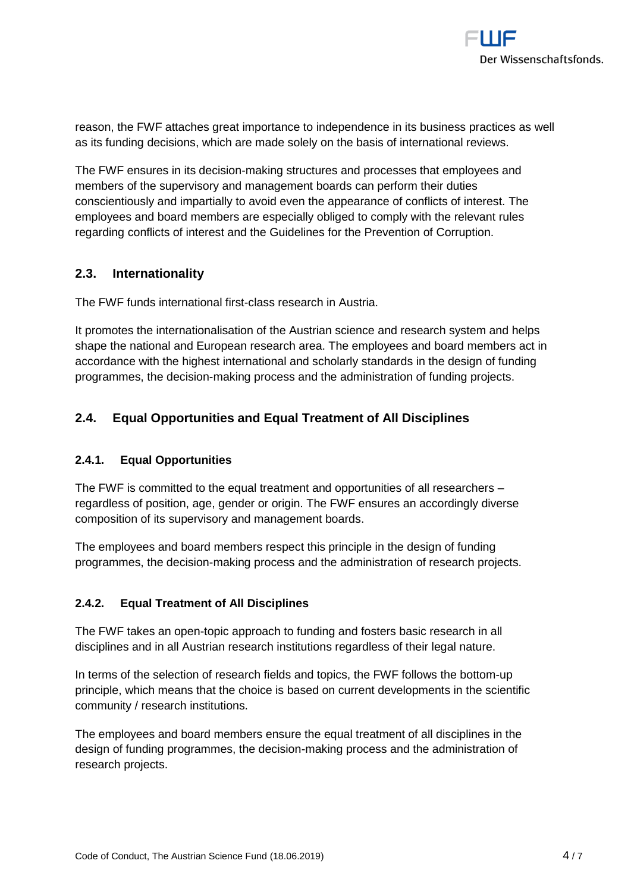reason, the FWF attaches great importance to independence in its business practices as well as its funding decisions, which are made solely on the basis of international reviews.

The FWF ensures in its decision-making structures and processes that employees and members of the supervisory and management boards can perform their duties conscientiously and impartially to avoid even the appearance of conflicts of interest. The employees and board members are especially obliged to comply with the relevant rules regarding conflicts of interest and the Guidelines for the Prevention of Corruption.

## 2.3. Internationality

The FWF funds international first-class research in Austria.

It promotes the internationalisation of the Austrian science and research system and helps shape the national and European research area. The employees and board members act in accordance with the highest international and scholarly standards in the design of funding programmes, the decision-making process and the administration of funding projects.

## 2.4. Equal Opportunities and Equal Treatment of All Disciplines

### 2.4.1. Equal Opportunities

The FWF is committed to the equal treatment and opportunities of all researchers – regardless of position, age, gender or origin. The FWF ensures an accordingly diverse composition of its supervisory and management boards.

The employees and board members respect this principle in the design of funding programmes, the decision-making process and the administration of research projects.

### 2.4.2. Equal Treatment of All Disciplines

The FWF takes an open-topic approach to funding and fosters basic research in all disciplines and in all Austrian research institutions regardless of their legal nature.

In terms of the selection of research fields and topics, the FWF follows the bottom-up principle, which means that the choice is based on current developments in the scientific community / research institutions.

The employees and board members ensure the equal treatment of all disciplines in the design of funding programmes, the decision-making process and the administration of research projects.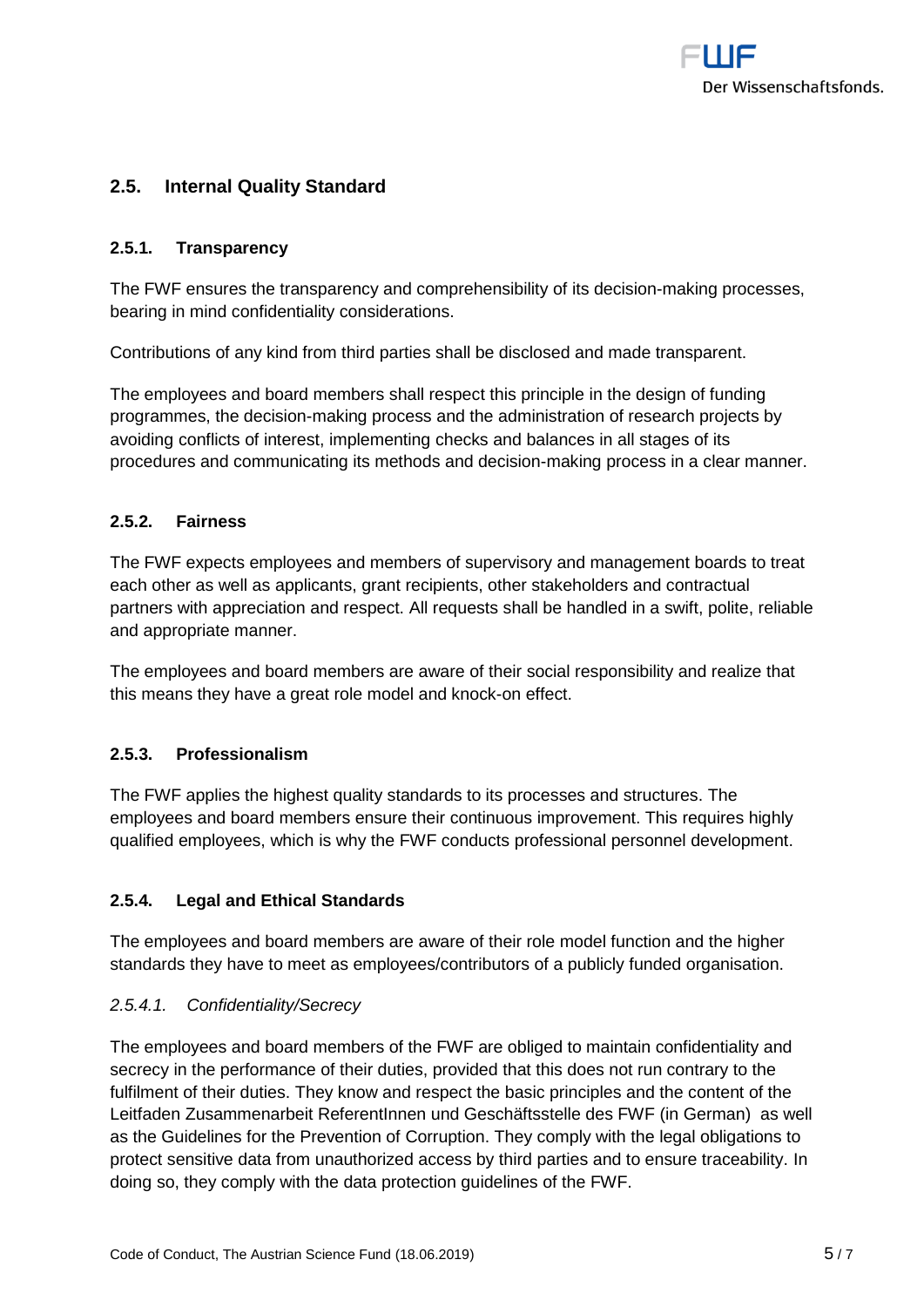## 2.5. Internal Quality Standard

### 2.5.1. Transparency

The FWF ensures the transparency and comprehensibility of its decision-making processes, bearing in mind confidentiality considerations.

Contributions of any kind from third parties shall be disclosed and made transparent.

The employees and board members shall respect this principle in the design of funding programmes, the decision-making process and the administration of research projects by avoiding conflicts of interest, implementing checks and balances in all stages of its procedures and communicating its methods and decision-making process in a clear manner.

### 2.5.2. Fairness

The FWF expects employees and members of supervisory and management boards to treat each other as well as applicants, grant recipients, other stakeholders and contractual partners with appreciation and respect. All requests shall be handled in a swift, polite, reliable and appropriate manner.

The employees and board members are aware of their social responsibility and realize that this means they have a great role model and knock-on effect.

### 2.5.3. Professionalism

The FWF applies the highest quality standards to its processes and structures. The employees and board members ensure their continuous improvement. This requires highly qualified employees, which is why the FWF conducts professional personnel development.

### 2.5.4. Legal and Ethical Standards

The employees and board members are aware of their role model function and the higher standards they have to meet as employees/contributors of a publicly funded organisation.

#### *2.5.4.1. Confidentiality/Secrecy*

The employees and board members of the FWF are obliged to maintain confidentiality and secrecy in the performance of their duties, provided that this does not run contrary to the fulfilment of their duties. They know and respect the basic principles and the content of the Leitfaden Zusammenarbeit ReferentInnen und Geschäftsstelle des FWF (in German) as well as the Guidelines for the Prevention of Corruption. They comply with the legal obligations to protect sensitive data from unauthorized access by third parties and to ensure traceability. In doing so, they comply with the data protection guidelines of the FWF.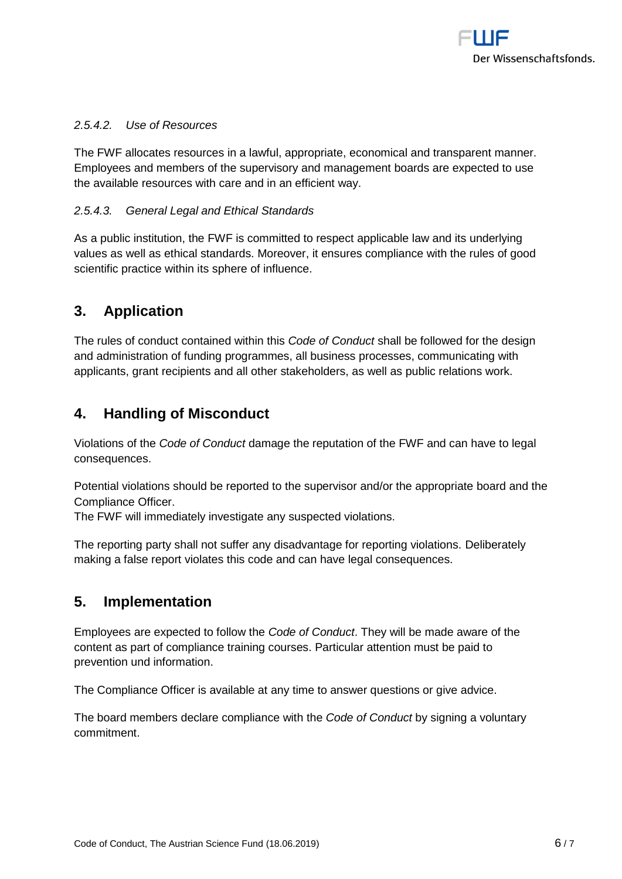#### *2.5.4.2. Use of Resources*

The FWF allocates resources in a lawful, appropriate, economical and transparent manner. Employees and members of the supervisory and management boards are expected to use the available resources with care and in an efficient way.

#### *2.5.4.3. General Legal and Ethical Standards*

As a public institution, the FWF is committed to respect applicable law and its underlying values as well as ethical standards. Moreover, it ensures compliance with the rules of good scientific practice within its sphere of influence.

## 3. Application

The rules of conduct contained within this *Code of Conduct* shall be followed for the design and administration of funding programmes, all business processes, communicating with applicants, grant recipients and all other stakeholders, as well as public relations work.

## 4. Handling of Misconduct

Violations of the *Code of Conduct* damage the reputation of the FWF and can have to legal consequences.

Potential violations should be reported to the supervisor and/or the appropriate board and the Compliance Officer.
The FWF will immediately investigate any suspected violations.

The reporting party shall not suffer any disadvantage for reporting violations. Deliberately making a false report violates this code and can have legal consequences.

## 5. Implementation

Employees are expected to follow the *Code of Conduct*. They will be made aware of the content as part of compliance training courses. Particular attention must be paid to prevention und information.

The Compliance Officer is available at any time to answer questions or give advice.

The board members declare compliance with the *Code of Conduct* by signing a voluntary commitment.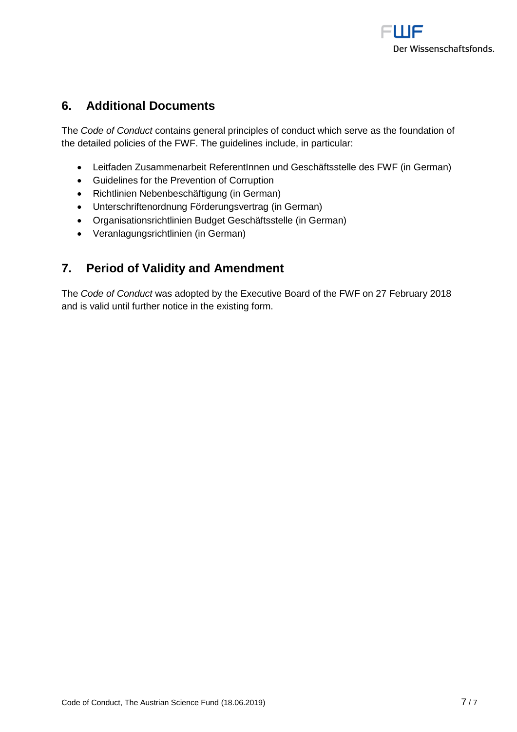## 6. Additional Documents

The *Code of Conduct* contains general principles of conduct which serve as the foundation of the detailed policies of the FWF. The guidelines include, in particular:

- Leitfaden Zusammenarbeit ReferentInnen und Geschäftsstelle des FWF (in German)
- Guidelines for the Prevention of Corruption
- Richtlinien Nebenbeschäftigung (in German)
- Unterschriftenordnung Förderungsvertrag (in German)
- Organisationsrichtlinien Budget Geschäftsstelle (in German)
- Veranlagungsrichtlinien (in German)

## 7. Period of Validity and Amendment

The *Code of Conduct* was adopted by the Executive Board of the FWF on 27 February 2018 and is valid until further notice in the existing form.